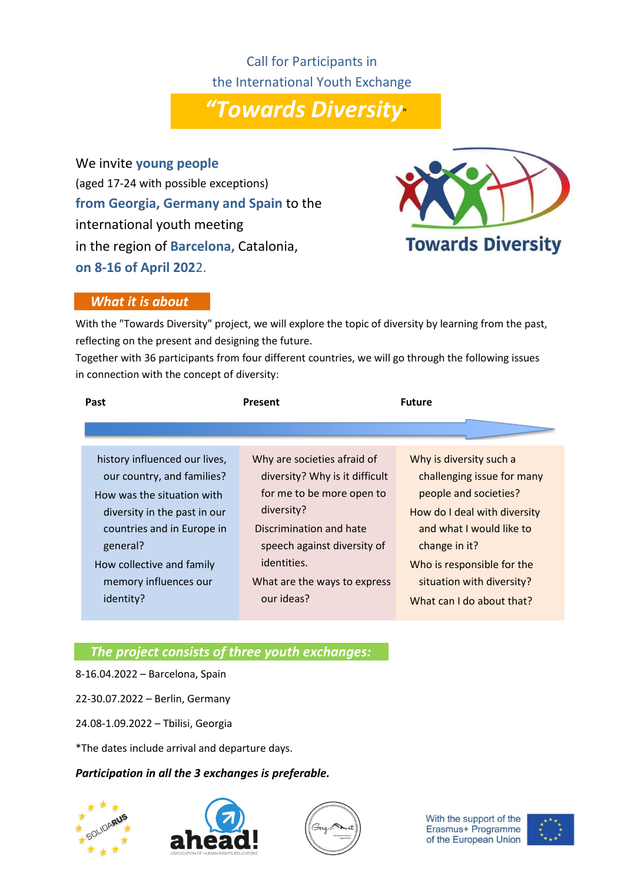Call for Participants in
the International Youth Exchange

# *"Towards Diversity"*

We invite **young people**
(aged 17-24 with possible exceptions)
**from Georgia, Germany and Spain** to the international youth meeting
in the region of **Barcelona,** Catalonia,
**on 8-16 of April 2022.**

Towards Diversity

## *What it is about*

With the "Towards Diversity" project, we will explore the topic of diversity by learning from the past, reflecting on the present and designing the future.
Together with 36 participants from four different countries, we will go through the following issues in connection with the concept of diversity:

| Past | Present | Future |
|---|---|---|
| history influenced our lives, our country, and families?<br>How was the situation with diversity in the past in our countries and in Europe in general?<br>How collective and family memory influences our identity? | Why are societies afraid of diversity? Why is it difficult for me to be more open to diversity?<br>Discrimination and hate speech against diversity of identities.<br>What are the ways to express our ideas? | Why is diversity such a challenging issue for many people and societies?<br>How do I deal with diversity and what I would like to change in it?<br>Who is responsible for the situation with diversity?<br>What can I do about that? |

## *The project consists of three youth exchanges:*

8-16.04.2022 – Barcelona, Spain

22-30.07.2022 – Berlin, Germany

24.08-1.09.2022 – Tbilisi, Georgia

*The dates include arrival and departure days.

***Participation in all the 3 exchanges is preferable.***

SOLIDARUS

ahead! ASSOCIATION OF HUMAN RIGHTS EDUCATORS

With the support of the Erasmus+ Programme of the European Union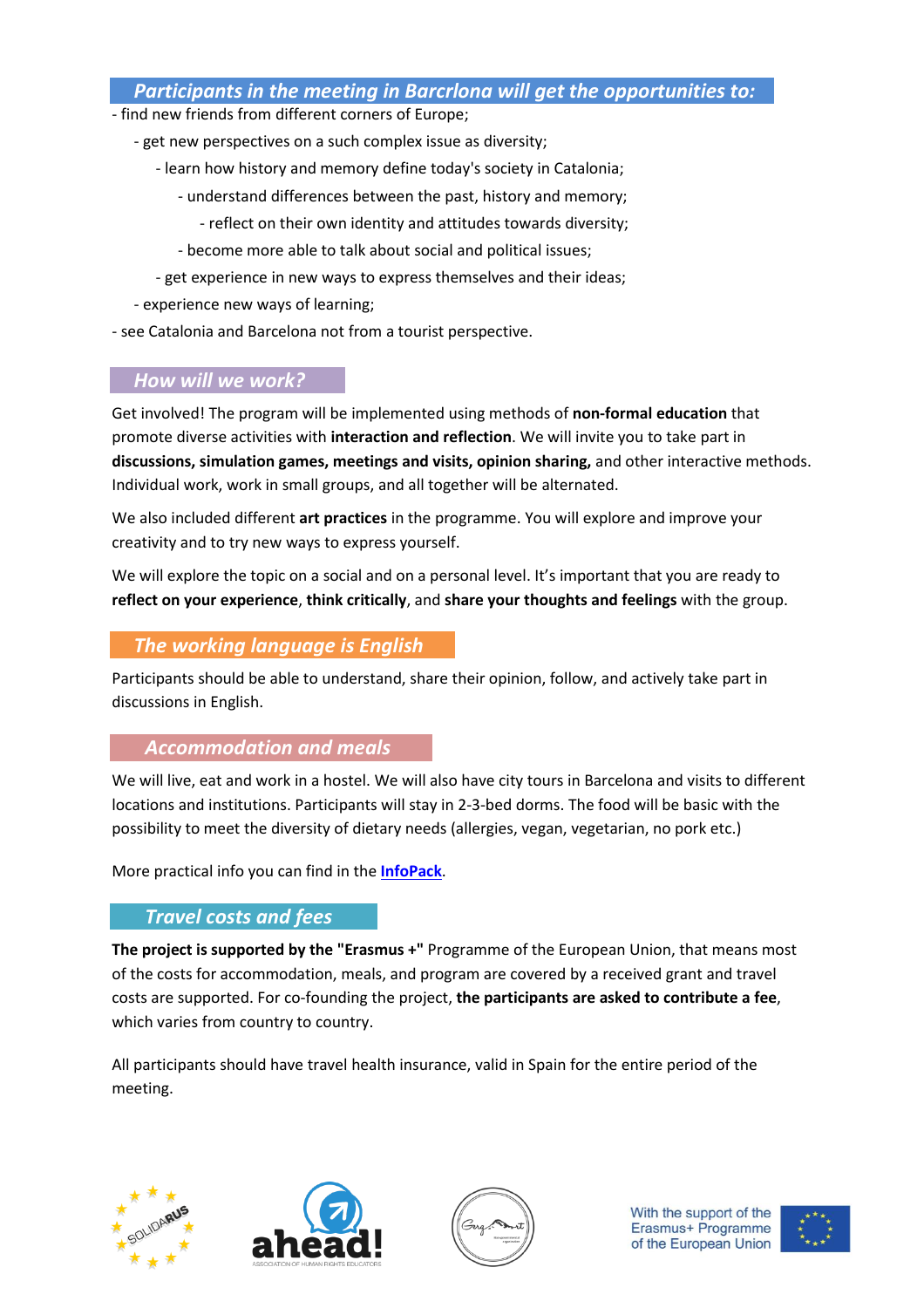## *Participants in the meeting in Barcrlona will get the opportunities to:*

- find new friends from different corners of Europe;
- get new perspectives on a such complex issue as diversity;
- learn how history and memory define today's society in Catalonia;
- understand differences between the past, history and memory;
- reflect on their own identity and attitudes towards diversity;
- become more able to talk about social and political issues;
- get experience in new ways to express themselves and their ideas;
- experience new ways of learning;
- see Catalonia and Barcelona not from a tourist perspective.

## *How will we work?*

Get involved! The program will be implemented using methods of **non-formal education** that promote diverse activities with **interaction and reflection**. We will invite you to take part in **discussions, simulation games, meetings and visits, opinion sharing,** and other interactive methods. Individual work, work in small groups, and all together will be alternated.

We also included different **art practices** in the programme. You will explore and improve your creativity and to try new ways to express yourself.

We will explore the topic on a social and on a personal level. It's important that you are ready to **reflect on your experience**, **think critically**, and **share your thoughts and feelings** with the group.

## *The working language is English*

Participants should be able to understand, share their opinion, follow, and actively take part in discussions in English.

## *Accommodation and meals*

We will live, eat and work in a hostel. We will also have city tours in Barcelona and visits to different locations and institutions. Participants will stay in 2-3-bed dorms. The food will be basic with the possibility to meet the diversity of dietary needs (allergies, vegan, vegetarian, no pork etc.)

More practical info you can find in the **InfoPack**.

## *Travel costs and fees*

**The project is supported by the "Erasmus +"** Programme of the European Union, that means most of the costs for accommodation, meals, and program are covered by a received grant and travel costs are supported. For co-founding the project, **the participants are asked to contribute a fee**, which varies from country to country.

All participants should have travel health insurance, valid in Spain for the entire period of the meeting.

With the support of the Erasmus+ Programme of the European Union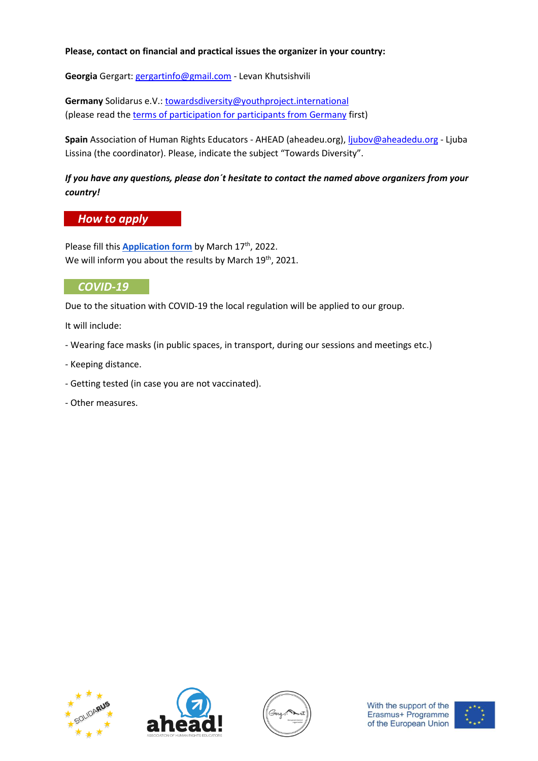**Please, contact on financial and practical issues the organizer in your country:**

**Georgia** Gergart: gergartinfo@gmail.com - Levan Khutsishvili

**Germany** Solidarus e.V.: towardsdiversity@youthproject.international
(please read the terms of participation for participants from Germany first)

**Spain** Association of Human Rights Educators - AHEAD (aheadeu.org), ljubov@aheadedu.org - Ljuba Lissina (the coordinator). Please, indicate the subject "Towards Diversity".

***If you have any questions, please don´t hesitate to contact the named above organizers from your country!***

## *How to apply*

Please fill this **Application form** by March 17th, 2022.
We will inform you about the results by March 19th, 2021.

## *COVID-19*

Due to the situation with COVID-19 the local regulation will be applied to our group.

It will include:

- Wearing face masks (in public spaces, in transport, during our sessions and meetings etc.)
- Keeping distance.
- Getting tested (in case you are not vaccinated).
- Other measures.

With the support of the Erasmus+ Programme of the European Union